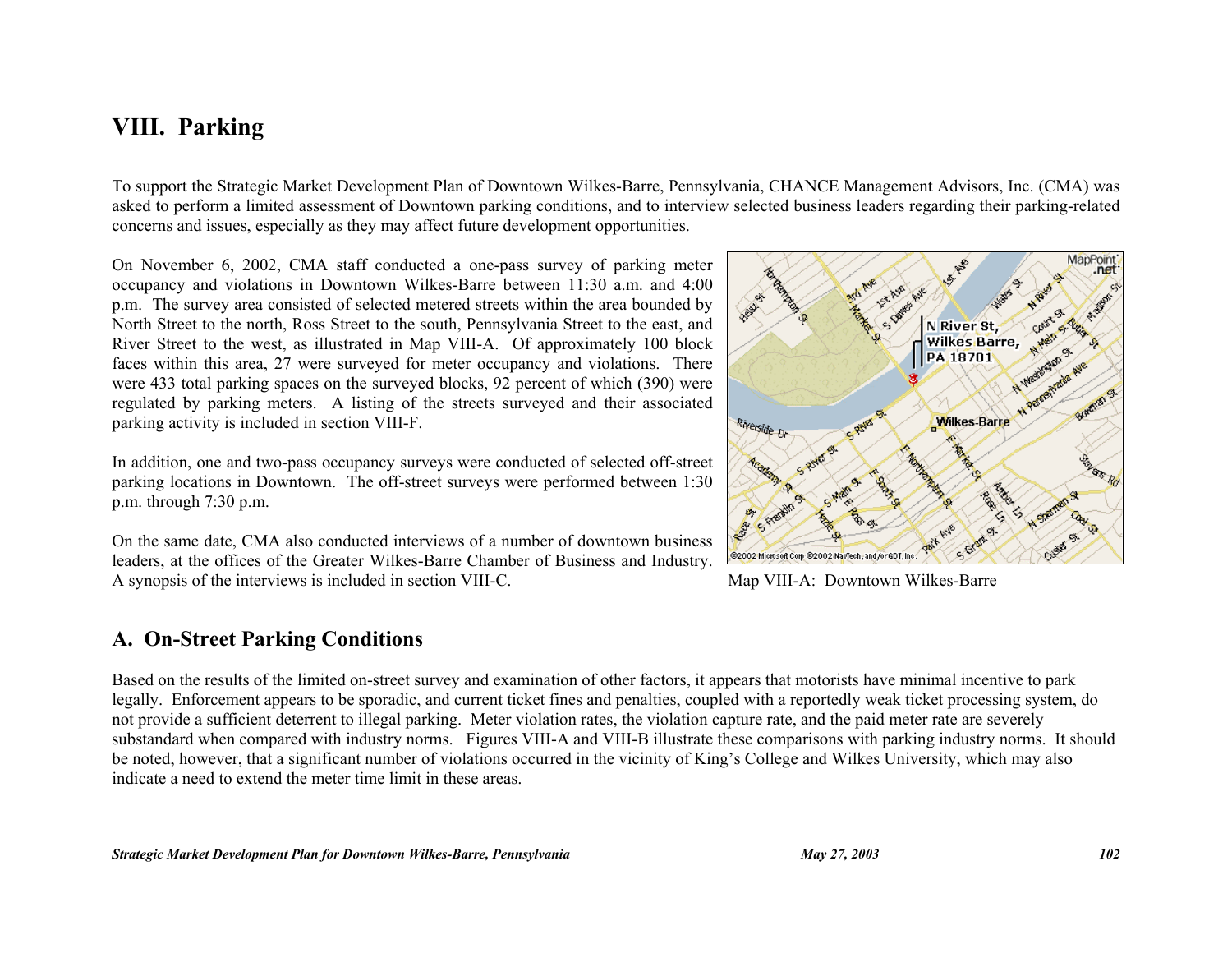# VIII. Parking

To support the Strategic Market Development Plan of Downtown Wilkes-Barre, Pennsylvania, CHANCE Management Advisors, Inc. (CMA) was asked to perform a limited assessment of Downtown parking conditions, and to interview selected business leaders regarding their parking-related concerns and issues, especially as they may affect future development opportunities.

On November 6, 2002, CMA staff conducted a one-pass survey of parking meter occupancy and violations in Downtown Wilkes-Barre between 11:30 a.m. and 4:00 p.m. The survey area consisted of selected metered streets within the area bounded by North Street to the north, Ross Street to the south, Pennsylvania Street to the east, and River Street to the west, as illustrated in Map VIII-A. Of approximately 100 block faces within this area, 27 were surveyed for meter occupancy and violations. There were 433 total parking spaces on the surveyed blocks, 92 percent of which (390) were regulated by parking meters. A listing of the streets surveyed and their associated parking activity is included in section VIII-F.

In addition, one and two-pass occupancy surveys were conducted of selected off-street parking locations in Downtown. The off-street surveys were performed between 1:30 p.m. through 7:30 p.m.

On the same date, CMA also conducted interviews of a number of downtown business leaders, at the offices of the Greater Wilkes-Barre Chamber of Business and Industry. A synopsis of the interviews is included in section VIII-C.

Map VIII-A: Downtown Wilkes-Barre

## A. On-Street Parking Conditions

Based on the results of the limited on-street survey and examination of other factors, it appears that motorists have minimal incentive to park legally. Enforcement appears to be sporadic, and current ticket fines and penalties, coupled with a reportedly weak ticket processing system, do not provide a sufficient deterrent to illegal parking. Meter violation rates, the violation capture rate, and the paid meter rate are severely substandard when compared with industry norms. Figures VIII-A and VIII-B illustrate these comparisons with parking industry norms. It should be noted, however, that a significant number of violations occurred in the vicinity of King's College and Wilkes University, which may also indicate a need to extend the meter time limit in these areas.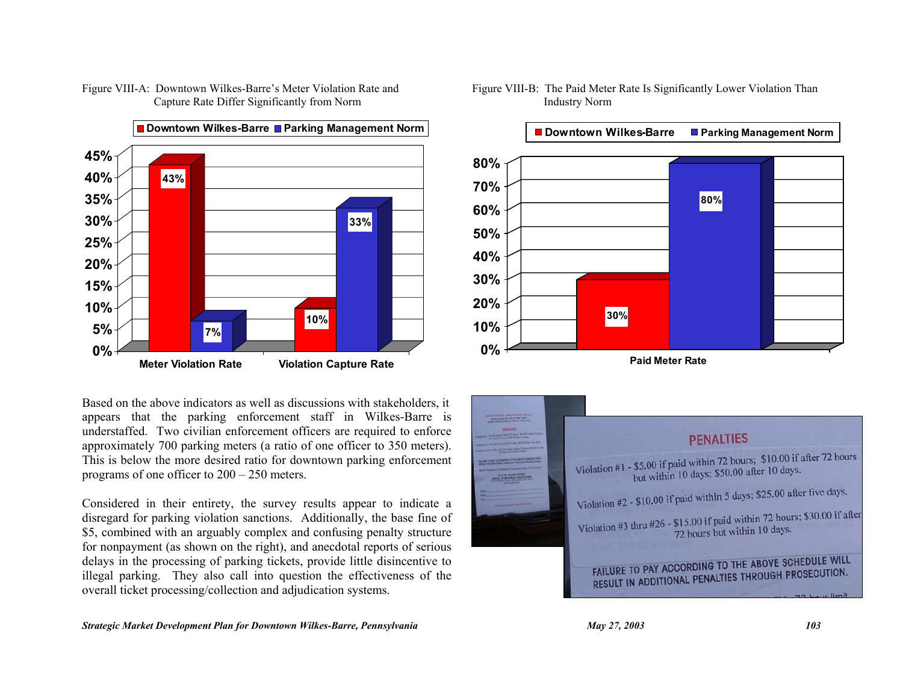Figure VIII-A: Downtown Wilkes-Barre's Meter Violation Rate and Capture Rate Differ Significantly from Norm

| | Downtown Wilkes-Barre | Parking Management Norm |
|---|---|---|
| Meter Violation Rate | 43% | 7% |
| Violation Capture Rate | 10% | 33% |

Figure VIII-B: The Paid Meter Rate Is Significantly Lower Violation Than Industry Norm

| | Downtown Wilkes-Barre | Parking Management Norm |
|---|---|---|
| Paid Meter Rate | 30% | 80% |

Based on the above indicators as well as discussions with stakeholders, it appears that the parking enforcement staff in Wilkes-Barre is understaffed. Two civilian enforcement officers are required to enforce approximately 700 parking meters (a ratio of one officer to 350 meters). This is below the more desired ratio for downtown parking enforcement programs of one officer to 200 – 250 meters.

Considered in their entirety, the survey results appear to indicate a disregard for parking violation sanctions. Additionally, the base fine of $5, combined with an arguably complex and confusing penalty structure for nonpayment (as shown on the right), and anecdotal reports of serious delays in the processing of parking tickets, provide little disincentive to illegal parking. They also call into question the effectiveness of the overall ticket processing/collection and adjudication systems.

**PENALTIES**

Violation #1 - $5.00 if paid within 72 hours; $10.00 if after 72 hours but within 10 days; $50.00 after 10 days.

Violation #2 - $10.00 if paid within 5 days; $25.00 after five days.

Violation #3 thru #26 - $15.00 if paid within 72 hours; $30.00 if after 72 hours but within 10 days.

FAILURE TO PAY ACCORDING TO THE ABOVE SCHEDULE WILL RESULT IN ADDITIONAL PENALTIES THROUGH PROSECUTION.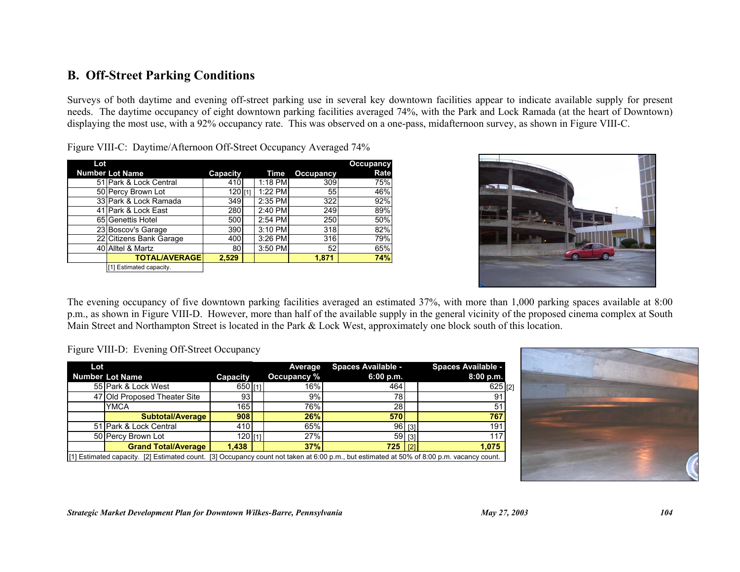## B. Off-Street Parking Conditions

Surveys of both daytime and evening off-street parking use in several key downtown facilities appear to indicate available supply for present needs. The daytime occupancy of eight downtown parking facilities averaged 74%, with the Park and Lock Ramada (at the heart of Downtown) displaying the most use, with a 92% occupancy rate. This was observed on a one-pass, midafternoon survey, as shown in Figure VIII-C.

Figure VIII-C: Daytime/Afternoon Off-Street Occupancy Averaged 74%

| Lot Number | Lot Name | Capacity | | Time | Occupancy | Occupancy Rate |
|---|---|---|---|---|---|---|
| 51 | Park & Lock Central | 410 | | 1:18 PM | 309 | 75% |
| 50 | Percy Brown Lot | 120 | [1] | 1:22 PM | 55 | 46% |
| 33 | Park & Lock Ramada | 349 | | 2:35 PM | 322 | 92% |
| 41 | Park & Lock East | 280 | | 2:40 PM | 249 | 89% |
| 65 | Genettis Hotel | 500 | | 2:54 PM | 250 | 50% |
| 23 | Boscov's Garage | 390 | | 3:10 PM | 318 | 82% |
| 22 | Citizens Bank Garage | 400 | | 3:26 PM | 316 | 79% |
| 40 | Alltel & Martz | 80 | | 3:50 PM | 52 | 65% |
| | **TOTAL/AVERAGE** | **2,529** | | | **1,871** | **74%** |

[1] Estimated capacity.

The evening occupancy of five downtown parking facilities averaged an estimated 37%, with more than 1,000 parking spaces available at 8:00 p.m., as shown in Figure VIII-D. However, more than half of the available supply in the general vicinity of the proposed cinema complex at South Main Street and Northampton Street is located in the Park & Lock West, approximately one block south of this location.

Figure VIII-D: Evening Off-Street Occupancy

| Lot Number | Lot Name | Capacity | | Average Occupancy % | Spaces Available - 6:00 p.m. | | Spaces Available - 8:00 p.m. | |
|---|---|---|---|---|---|---|---|---|
| 55 | Park & Lock West | 650 | [1] | 16% | 464 | | 625 | [2] |
| 47 | Old Proposed Theater Site | 93 | | 9% | 78 | | 91 | |
| | YMCA | 165 | | 76% | 28 | | 51 | |
| | **Subtotal/Average** | **908** | | **26%** | **570** | | **767** | |
| 51 | Park & Lock Central | 410 | | 65% | 96 | [3] | 191 | |
| 50 | Percy Brown Lot | 120 | [1] | 27% | 59 | [3] | 117 | |
| | **Grand Total/Average** | **1,438** | | **37%** | **725** | [2] | **1,075** | |

[1] Estimated capacity. [2] Estimated count. [3] Occupancy count not taken at 6:00 p.m., but estimated at 50% of 8:00 p.m. vacancy count.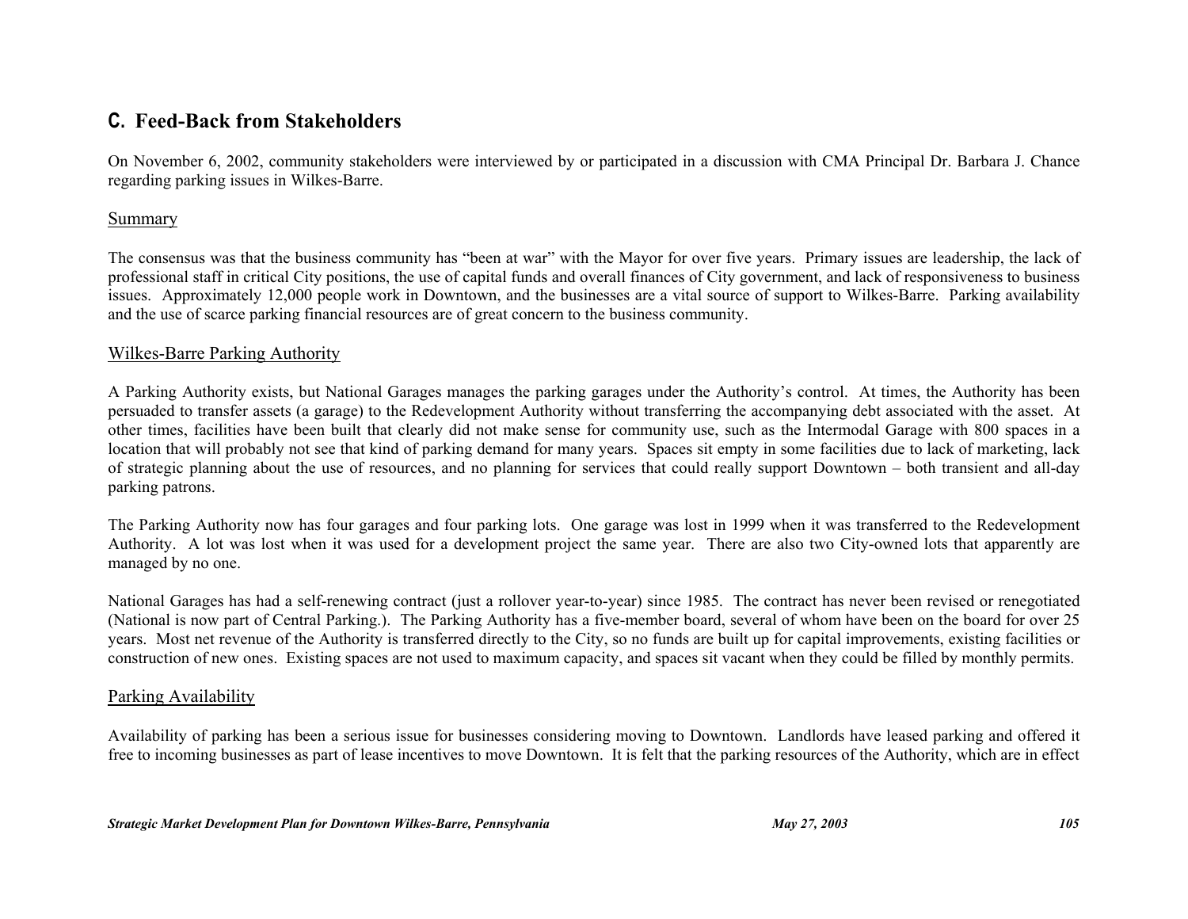## C. Feed-Back from Stakeholders

On November 6, 2002, community stakeholders were interviewed by or participated in a discussion with CMA Principal Dr. Barbara J. Chance regarding parking issues in Wilkes-Barre.

### Summary

The consensus was that the business community has "been at war" with the Mayor for over five years. Primary issues are leadership, the lack of professional staff in critical City positions, the use of capital funds and overall finances of City government, and lack of responsiveness to business issues. Approximately 12,000 people work in Downtown, and the businesses are a vital source of support to Wilkes-Barre. Parking availability and the use of scarce parking financial resources are of great concern to the business community.

### Wilkes-Barre Parking Authority

A Parking Authority exists, but National Garages manages the parking garages under the Authority's control. At times, the Authority has been persuaded to transfer assets (a garage) to the Redevelopment Authority without transferring the accompanying debt associated with the asset. At other times, facilities have been built that clearly did not make sense for community use, such as the Intermodal Garage with 800 spaces in a location that will probably not see that kind of parking demand for many years. Spaces sit empty in some facilities due to lack of marketing, lack of strategic planning about the use of resources, and no planning for services that could really support Downtown – both transient and all-day parking patrons.

The Parking Authority now has four garages and four parking lots. One garage was lost in 1999 when it was transferred to the Redevelopment Authority. A lot was lost when it was used for a development project the same year. There are also two City-owned lots that apparently are managed by no one.

National Garages has had a self-renewing contract (just a rollover year-to-year) since 1985. The contract has never been revised or renegotiated (National is now part of Central Parking.). The Parking Authority has a five-member board, several of whom have been on the board for over 25 years. Most net revenue of the Authority is transferred directly to the City, so no funds are built up for capital improvements, existing facilities or construction of new ones. Existing spaces are not used to maximum capacity, and spaces sit vacant when they could be filled by monthly permits.

### Parking Availability

Availability of parking has been a serious issue for businesses considering moving to Downtown. Landlords have leased parking and offered it free to incoming businesses as part of lease incentives to move Downtown. It is felt that the parking resources of the Authority, which are in effect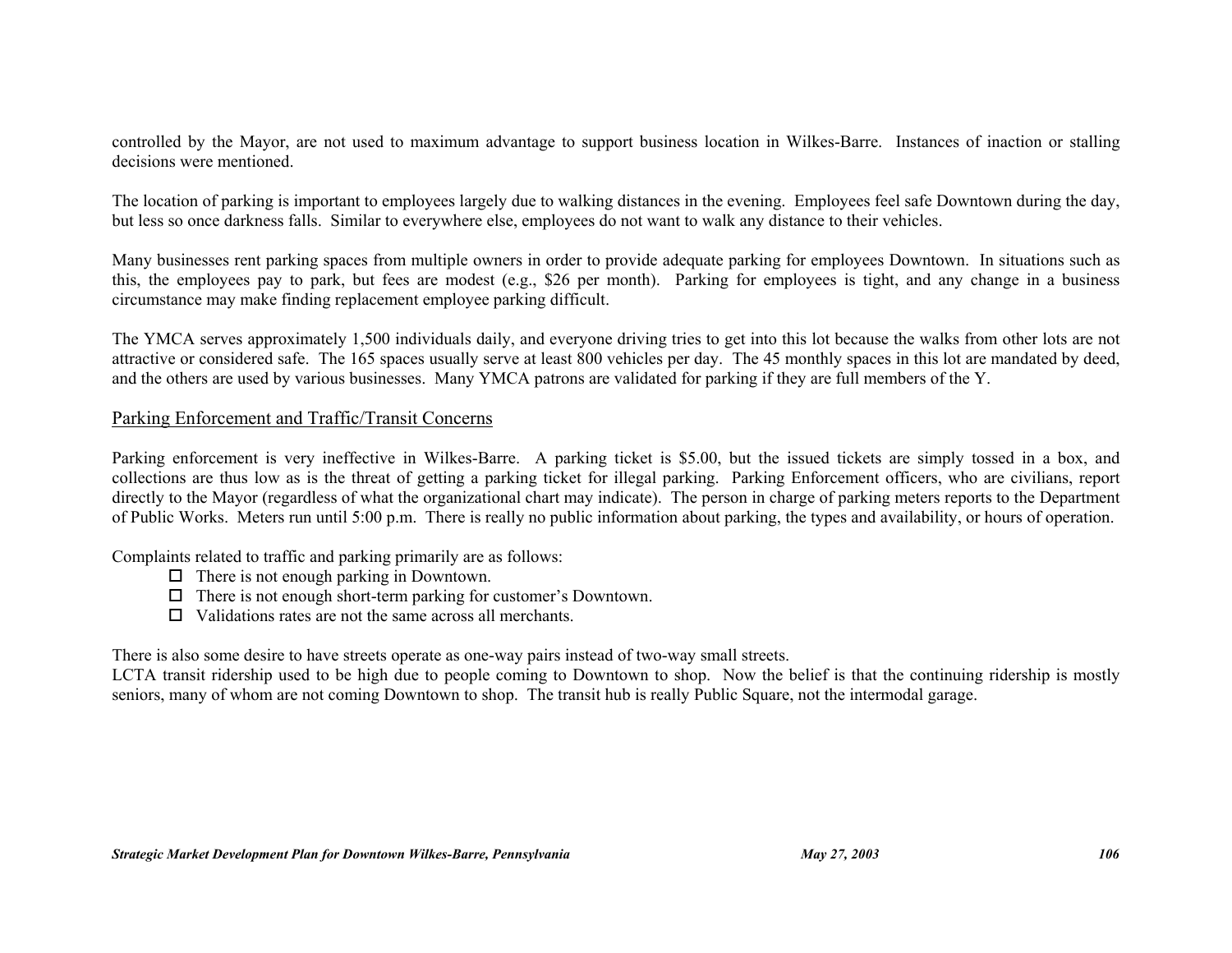controlled by the Mayor, are not used to maximum advantage to support business location in Wilkes-Barre. Instances of inaction or stalling decisions were mentioned.

The location of parking is important to employees largely due to walking distances in the evening. Employees feel safe Downtown during the day, but less so once darkness falls. Similar to everywhere else, employees do not want to walk any distance to their vehicles.

Many businesses rent parking spaces from multiple owners in order to provide adequate parking for employees Downtown. In situations such as this, the employees pay to park, but fees are modest (e.g., $26 per month). Parking for employees is tight, and any change in a business circumstance may make finding replacement employee parking difficult.

The YMCA serves approximately 1,500 individuals daily, and everyone driving tries to get into this lot because the walks from other lots are not attractive or considered safe. The 165 spaces usually serve at least 800 vehicles per day. The 45 monthly spaces in this lot are mandated by deed, and the others are used by various businesses. Many YMCA patrons are validated for parking if they are full members of the Y.

## Parking Enforcement and Traffic/Transit Concerns

Parking enforcement is very ineffective in Wilkes-Barre. A parking ticket is $5.00, but the issued tickets are simply tossed in a box, and collections are thus low as is the threat of getting a parking ticket for illegal parking. Parking Enforcement officers, who are civilians, report directly to the Mayor (regardless of what the organizational chart may indicate). The person in charge of parking meters reports to the Department of Public Works. Meters run until 5:00 p.m. There is really no public information about parking, the types and availability, or hours of operation.

Complaints related to traffic and parking primarily are as follows:

- There is not enough parking in Downtown.
- There is not enough short-term parking for customer's Downtown.
- Validations rates are not the same across all merchants.

There is also some desire to have streets operate as one-way pairs instead of two-way small streets.
LCTA transit ridership used to be high due to people coming to Downtown to shop. Now the belief is that the continuing ridership is mostly seniors, many of whom are not coming Downtown to shop. The transit hub is really Public Square, not the intermodal garage.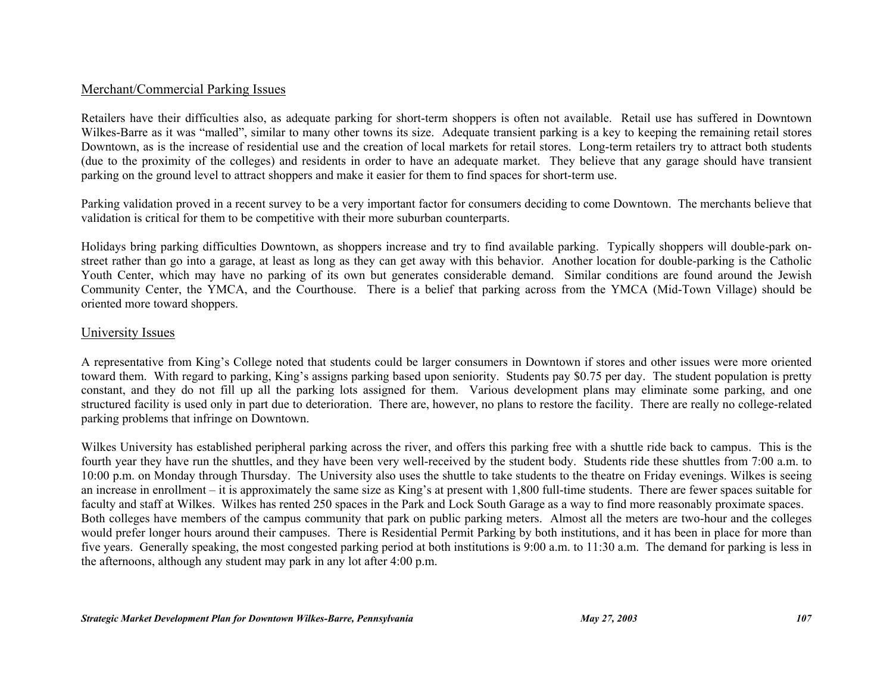## Merchant/Commercial Parking Issues

Retailers have their difficulties also, as adequate parking for short-term shoppers is often not available. Retail use has suffered in Downtown Wilkes-Barre as it was "malled", similar to many other towns its size. Adequate transient parking is a key to keeping the remaining retail stores Downtown, as is the increase of residential use and the creation of local markets for retail stores. Long-term retailers try to attract both students (due to the proximity of the colleges) and residents in order to have an adequate market. They believe that any garage should have transient parking on the ground level to attract shoppers and make it easier for them to find spaces for short-term use.

Parking validation proved in a recent survey to be a very important factor for consumers deciding to come Downtown. The merchants believe that validation is critical for them to be competitive with their more suburban counterparts.

Holidays bring parking difficulties Downtown, as shoppers increase and try to find available parking. Typically shoppers will double-park on-street rather than go into a garage, at least as long as they can get away with this behavior. Another location for double-parking is the Catholic Youth Center, which may have no parking of its own but generates considerable demand. Similar conditions are found around the Jewish Community Center, the YMCA, and the Courthouse. There is a belief that parking across from the YMCA (Mid-Town Village) should be oriented more toward shoppers.

## University Issues

A representative from King's College noted that students could be larger consumers in Downtown if stores and other issues were more oriented toward them. With regard to parking, King's assigns parking based upon seniority. Students pay $0.75 per day. The student population is pretty constant, and they do not fill up all the parking lots assigned for them. Various development plans may eliminate some parking, and one structured facility is used only in part due to deterioration. There are, however, no plans to restore the facility. There are really no college-related parking problems that infringe on Downtown.

Wilkes University has established peripheral parking across the river, and offers this parking free with a shuttle ride back to campus. This is the fourth year they have run the shuttles, and they have been very well-received by the student body. Students ride these shuttles from 7:00 a.m. to 10:00 p.m. on Monday through Thursday. The University also uses the shuttle to take students to the theatre on Friday evenings. Wilkes is seeing an increase in enrollment – it is approximately the same size as King's at present with 1,800 full-time students. There are fewer spaces suitable for faculty and staff at Wilkes. Wilkes has rented 250 spaces in the Park and Lock South Garage as a way to find more reasonably proximate spaces. Both colleges have members of the campus community that park on public parking meters. Almost all the meters are two-hour and the colleges would prefer longer hours around their campuses. There is Residential Permit Parking by both institutions, and it has been in place for more than five years. Generally speaking, the most congested parking period at both institutions is 9:00 a.m. to 11:30 a.m. The demand for parking is less in the afternoons, although any student may park in any lot after 4:00 p.m.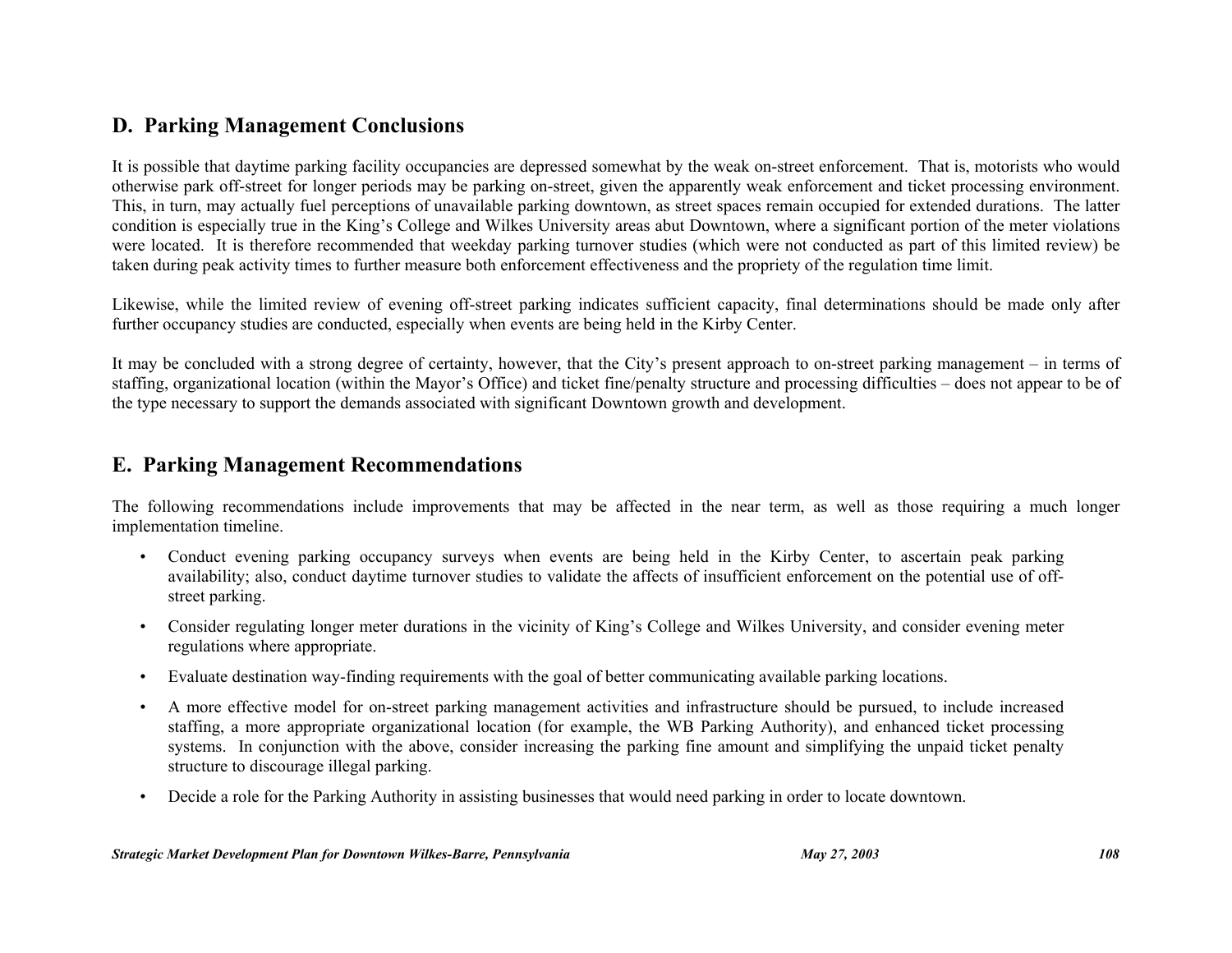## D. Parking Management Conclusions

It is possible that daytime parking facility occupancies are depressed somewhat by the weak on-street enforcement. That is, motorists who would otherwise park off-street for longer periods may be parking on-street, given the apparently weak enforcement and ticket processing environment. This, in turn, may actually fuel perceptions of unavailable parking downtown, as street spaces remain occupied for extended durations. The latter condition is especially true in the King's College and Wilkes University areas abut Downtown, where a significant portion of the meter violations were located. It is therefore recommended that weekday parking turnover studies (which were not conducted as part of this limited review) be taken during peak activity times to further measure both enforcement effectiveness and the propriety of the regulation time limit.

Likewise, while the limited review of evening off-street parking indicates sufficient capacity, final determinations should be made only after further occupancy studies are conducted, especially when events are being held in the Kirby Center.

It may be concluded with a strong degree of certainty, however, that the City's present approach to on-street parking management – in terms of staffing, organizational location (within the Mayor's Office) and ticket fine/penalty structure and processing difficulties – does not appear to be of the type necessary to support the demands associated with significant Downtown growth and development.

## E. Parking Management Recommendations

The following recommendations include improvements that may be affected in the near term, as well as those requiring a much longer implementation timeline.

- Conduct evening parking occupancy surveys when events are being held in the Kirby Center, to ascertain peak parking availability; also, conduct daytime turnover studies to validate the affects of insufficient enforcement on the potential use of off-street parking.
- Consider regulating longer meter durations in the vicinity of King's College and Wilkes University, and consider evening meter regulations where appropriate.
- Evaluate destination way-finding requirements with the goal of better communicating available parking locations.
- A more effective model for on-street parking management activities and infrastructure should be pursued, to include increased staffing, a more appropriate organizational location (for example, the WB Parking Authority), and enhanced ticket processing systems. In conjunction with the above, consider increasing the parking fine amount and simplifying the unpaid ticket penalty structure to discourage illegal parking.
- Decide a role for the Parking Authority in assisting businesses that would need parking in order to locate downtown.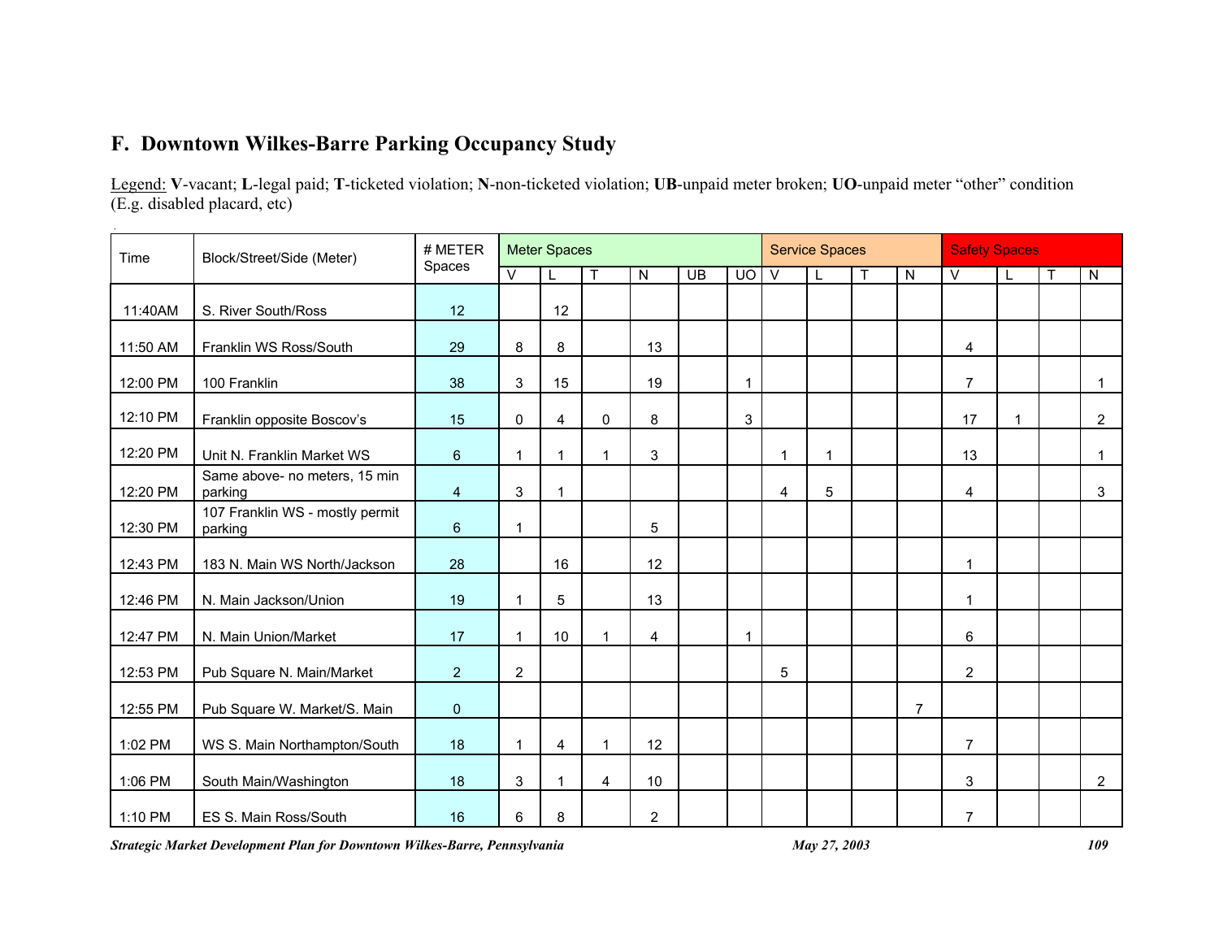## F. Downtown Wilkes-Barre Parking Occupancy Study

Legend: **V**-vacant; **L**-legal paid; **T**-ticketed violation; **N**-non-ticketed violation; **UB**-unpaid meter broken; **UO**-unpaid meter "other" condition (E.g. disabled placard, etc)

| Time | Block/Street/Side (Meter) | # METER Spaces | Meter Spaces | | | | | | Service Spaces | | | | Safety Spaces | | | |
|---|---|---|---|---|---|---|---|---|---|---|---|---|---|---|---|---|
| | | | V | L | T | N | UB | UO | V | L | T | N | V | L | T | N |
| 11:40AM | S. River South/Ross | 12 | | 12 | | | | | | | | | | | | |
| 11:50 AM | Franklin WS Ross/South | 29 | 8 | 8 | | 13 | | | | | | | 4 | | | |
| 12:00 PM | 100 Franklin | 38 | 3 | 15 | | 19 | | 1 | | | | | 7 | | | 1 |
| 12:10 PM | Franklin opposite Boscov's | 15 | 0 | 4 | 0 | 8 | | 3 | | | | | 17 | 1 | | 2 |
| 12:20 PM | Unit N. Franklin Market WS | 6 | 1 | 1 | 1 | 3 | | | 1 | 1 | | | 13 | | | 1 |
| 12:20 PM | Same above- no meters, 15 min parking | 4 | 3 | 1 | | | | | 4 | 5 | | | 4 | | | 3 |
| 12:30 PM | 107 Franklin WS - mostly permit parking | 6 | 1 | | | 5 | | | | | | | | | | |
| 12:43 PM | 183 N. Main WS North/Jackson | 28 | | 16 | | 12 | | | | | | | 1 | | | |
| 12:46 PM | N. Main Jackson/Union | 19 | 1 | 5 | | 13 | | | | | | | 1 | | | |
| 12:47 PM | N. Main Union/Market | 17 | 1 | 10 | 1 | 4 | | 1 | | | | | 6 | | | |
| 12:53 PM | Pub Square N. Main/Market | 2 | 2 | | | | | | 5 | | | | 2 | | | |
| 12:55 PM | Pub Square W. Market/S. Main | 0 | | | | | | | | | | 7 | | | | |
| 1:02 PM | WS S. Main Northampton/South | 18 | 1 | 4 | 1 | 12 | | | | | | | 7 | | | |
| 1:06 PM | South Main/Washington | 18 | 3 | 1 | 4 | 10 | | | | | | | 3 | | | 2 |
| 1:10 PM | ES S. Main Ross/South | 16 | 6 | 8 | | 2 | | | | | | | 7 | | | |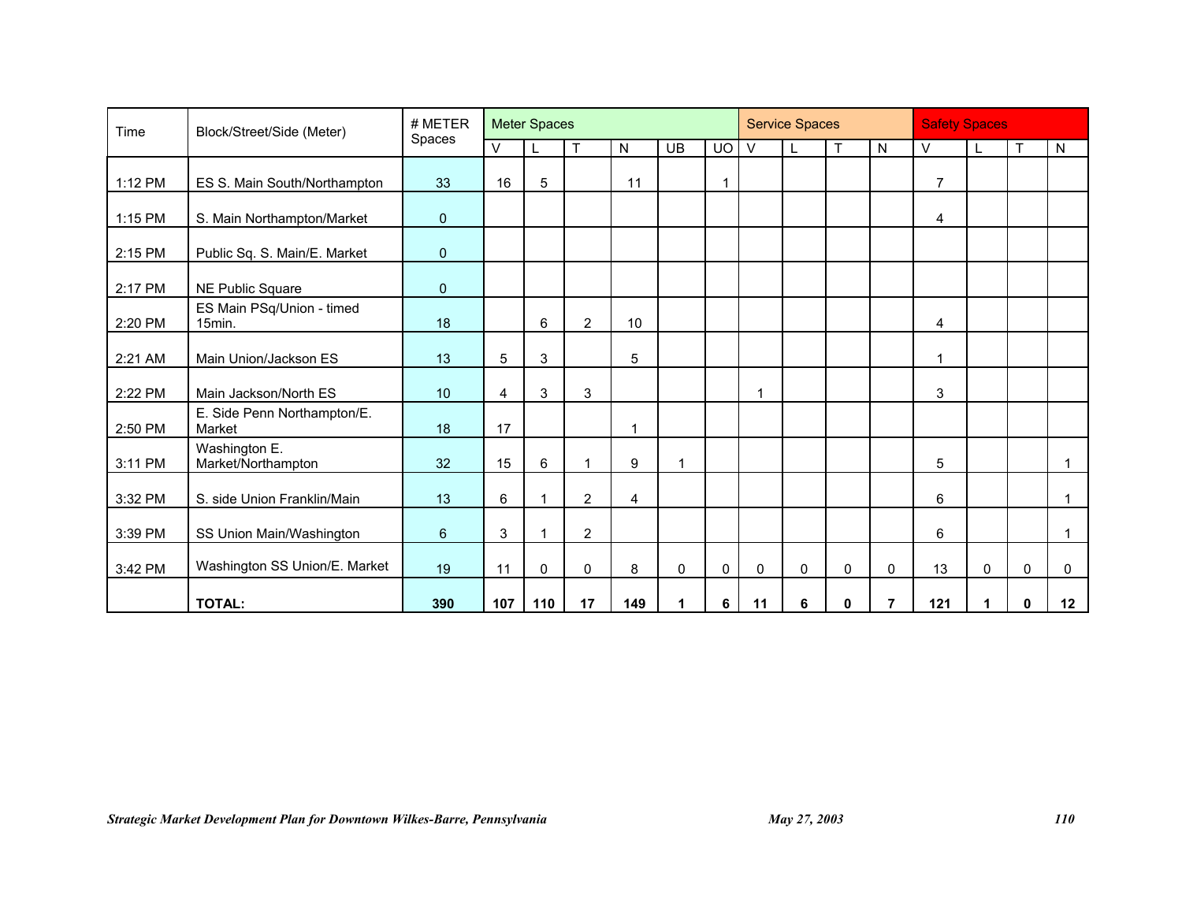| Time | Block/Street/Side (Meter) | # METER Spaces | Meter Spaces | | | | | | Service Spaces | | | | Safety Spaces | | | |
|---|---|---|---|---|---|---|---|---|---|---|---|---|---|---|---|---|
| | | | V | L | T | N | UB | UO | V | L | T | N | V | L | T | N |
| 1:12 PM | ES S. Main South/Northampton | 33 | 16 | 5 | | 11 | | 1 | | | | | 7 | | | |
| 1:15 PM | S. Main Northampton/Market | 0 | | | | | | | | | | | 4 | | | |
| 2:15 PM | Public Sq. S. Main/E. Market | 0 | | | | | | | | | | | | | | |
| 2:17 PM | NE Public Square | 0 | | | | | | | | | | | | | | |
| 2:20 PM | ES Main PSq/Union - timed 15min. | 18 | | 6 | 2 | 10 | | | | | | | 4 | | | |
| 2:21 AM | Main Union/Jackson ES | 13 | 5 | 3 | | 5 | | | | | | | 1 | | | |
| 2:22 PM | Main Jackson/North ES | 10 | 4 | 3 | 3 | | | | 1 | | | | 3 | | | |
| 2:50 PM | E. Side Penn Northampton/E. Market | 18 | 17 | | | 1 | | | | | | | | | | |
| 3:11 PM | Washington E. Market/Northampton | 32 | 15 | 6 | 1 | 9 | 1 | | | | | | 5 | | | 1 |
| 3:32 PM | S. side Union Franklin/Main | 13 | 6 | 1 | 2 | 4 | | | | | | | 6 | | | 1 |
| 3:39 PM | SS Union Main/Washington | 6 | 3 | 1 | 2 | | | | | | | | 6 | | | 1 |
| 3:42 PM | Washington SS Union/E. Market | 19 | 11 | 0 | 0 | 8 | 0 | 0 | 0 | 0 | 0 | 0 | 13 | 0 | 0 | 0 |
| | **TOTAL:** | **390** | **107** | **110** | **17** | **149** | **1** | **6** | **11** | **6** | **0** | **7** | **121** | **1** | **0** | **12** |